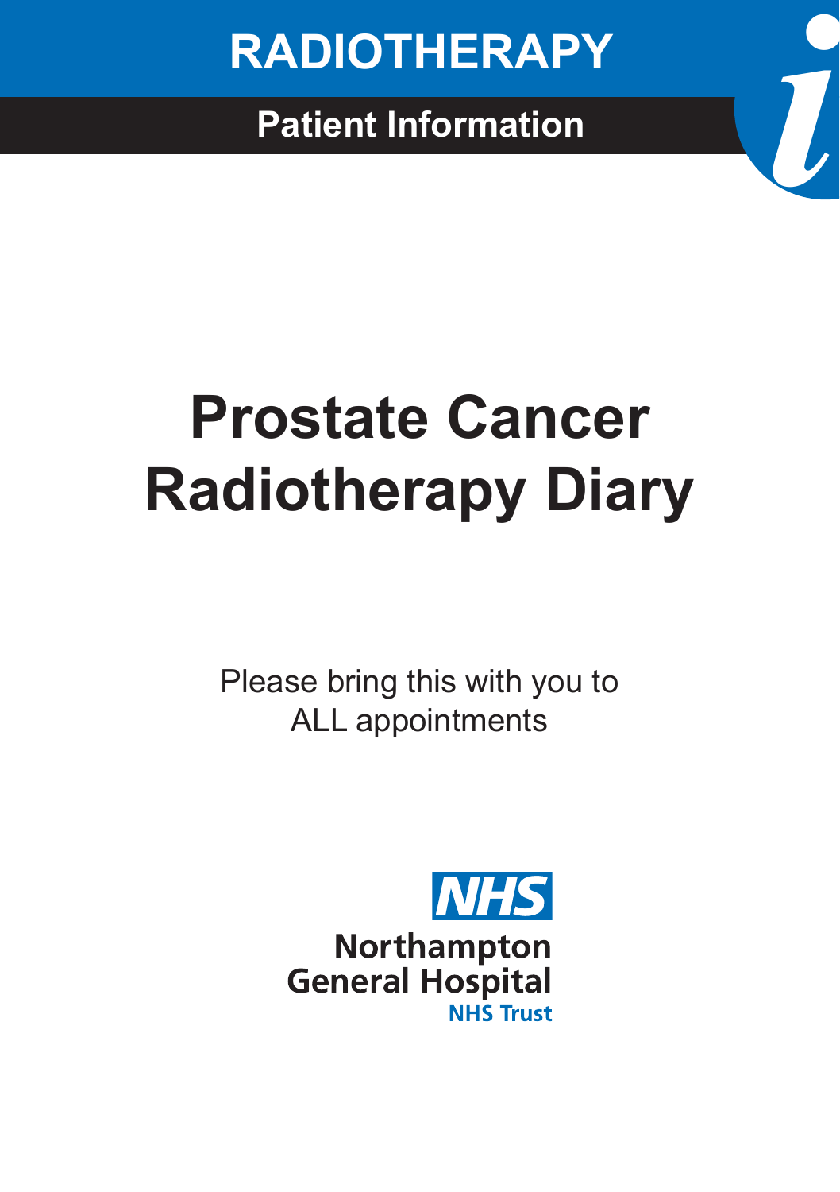RADIOTHERAPY

Patient Information

# Prostate Cancer Radiotherapy Diary

Please bring this with you to ALL appointments

NHS

Northampton General Hospital

NHS Trust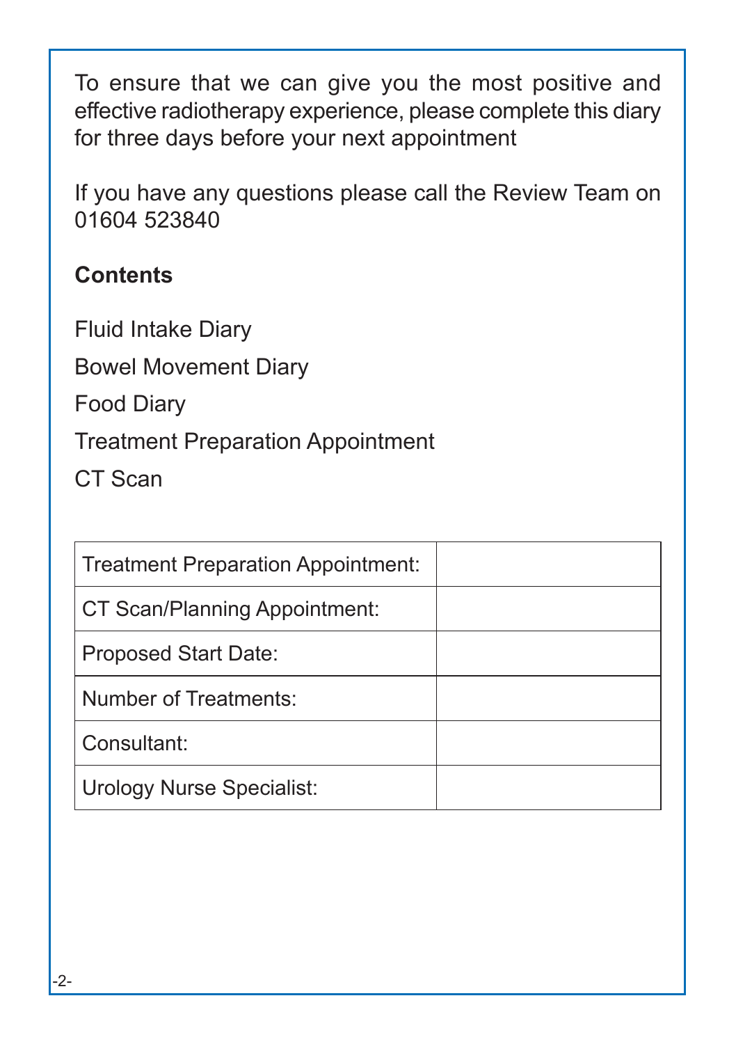To ensure that we can give you the most positive and effective radiotherapy experience, please complete this diary for three days before your next appointment

If you have any questions please call the Review Team on 01604 523840

**Contents**

Fluid Intake Diary

Bowel Movement Diary

Food Diary

Treatment Preparation Appointment

CT Scan

| | |
|---|---|
| Treatment Preparation Appointment: | |
| CT Scan/Planning Appointment: | |
| Proposed Start Date: | |
| Number of Treatments: | |
| Consultant: | |
| Urology Nurse Specialist: | |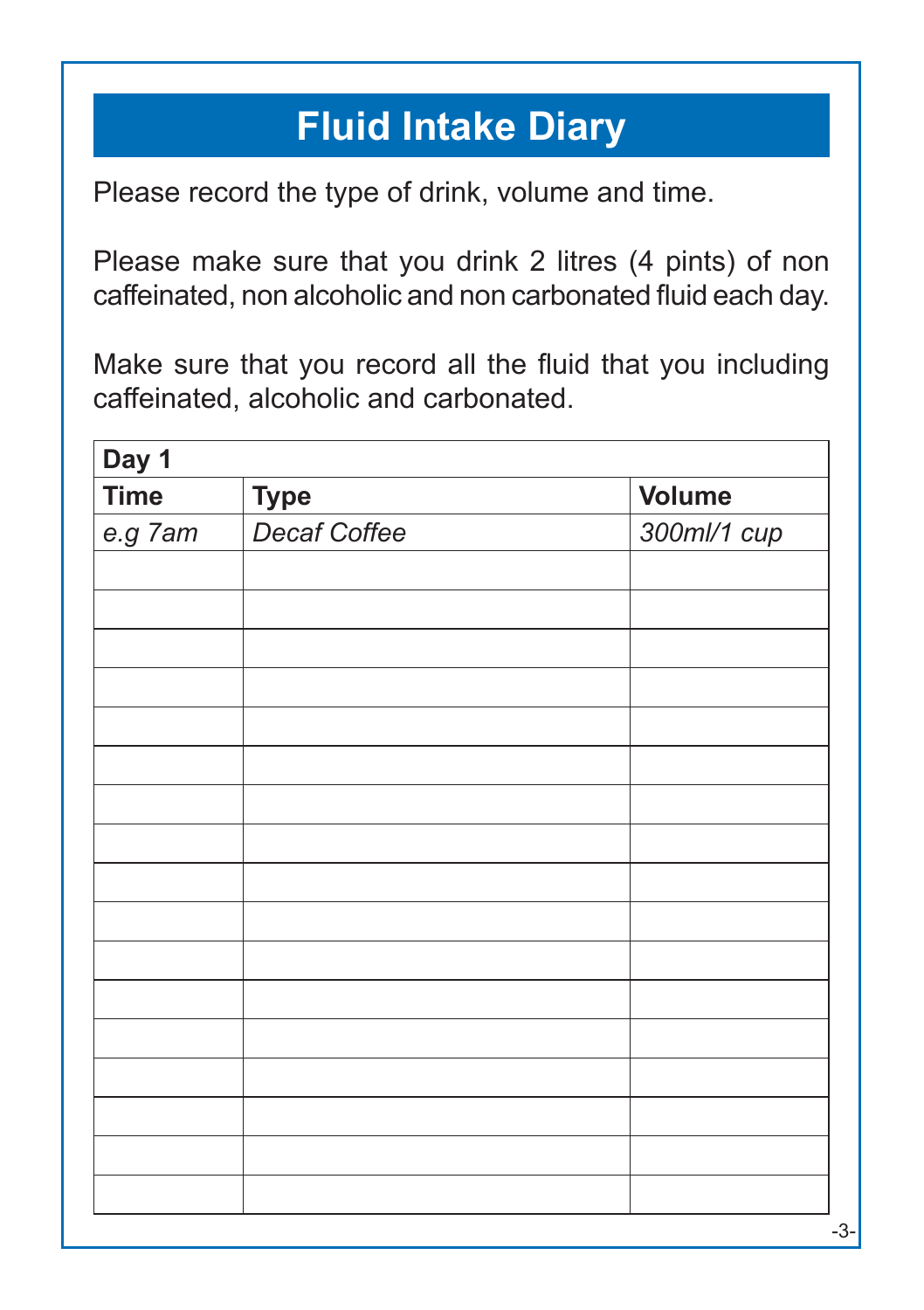# Fluid Intake Diary

Please record the type of drink, volume and time.

Please make sure that you drink 2 litres (4 pints) of non caffeinated, non alcoholic and non carbonated fluid each day.

Make sure that you record all the fluid that you including caffeinated, alcoholic and carbonated.

| **Day 1** | | |
|---|---|---|
| **Time** | **Type** | **Volume** |
| *e.g 7am* | *Decaf Coffee* | *300ml/1 cup* |
| | | |
| | | |
| | | |
| | | |
| | | |
| | | |
| | | |
| | | |
| | | |
| | | |
| | | |
| | | |
| | | |
| | | |
| | | |
| | | |
| | | |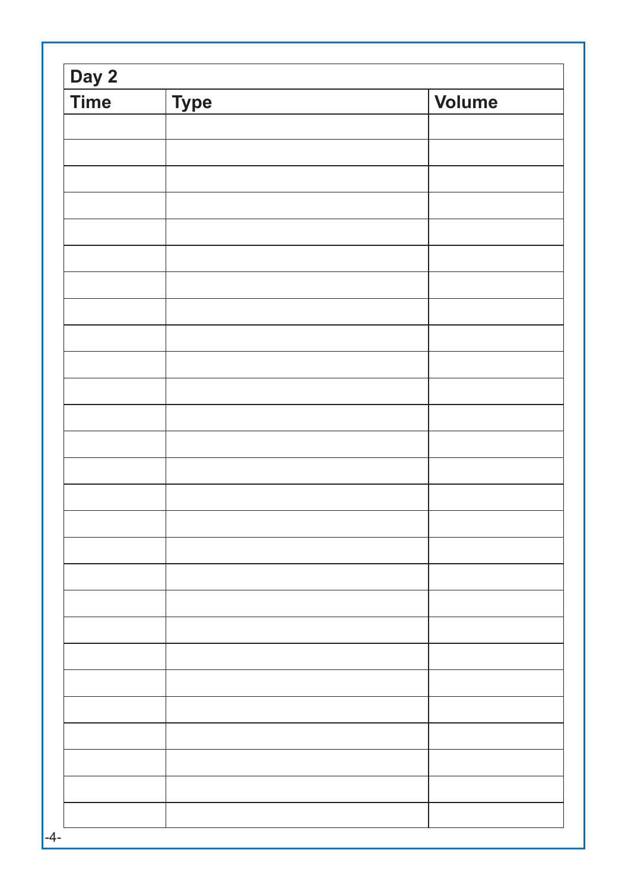| Day 2 | | |
|---|---|---|
| **Time** | **Type** | **Volume** |
| | | |
| | | |
| | | |
| | | |
| | | |
| | | |
| | | |
| | | |
| | | |
| | | |
| | | |
| | | |
| | | |
| | | |
| | | |
| | | |
| | | |
| | | |
| | | |
| | | |
| | | |
| | | |
| | | |
| | | |
| | | |
| | | |
| | | |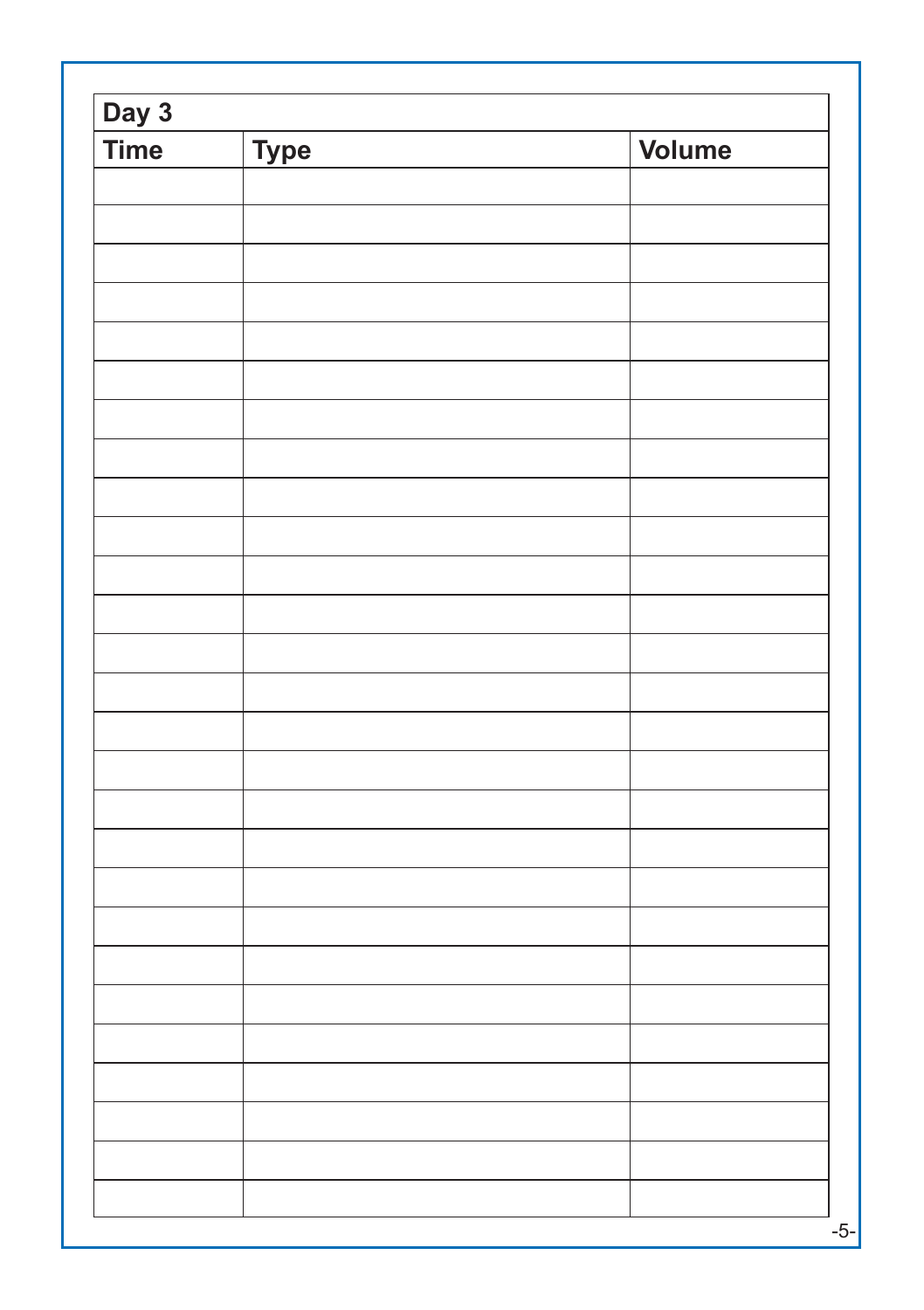| Day 3 | | |
| --- | --- | --- |
| **Time** | **Type** | **Volume** |
| | | |
| | | |
| | | |
| | | |
| | | |
| | | |
| | | |
| | | |
| | | |
| | | |
| | | |
| | | |
| | | |
| | | |
| | | |
| | | |
| | | |
| | | |
| | | |
| | | |
| | | |
| | | |
| | | |
| | | |
| | | |
| | | |
| | | |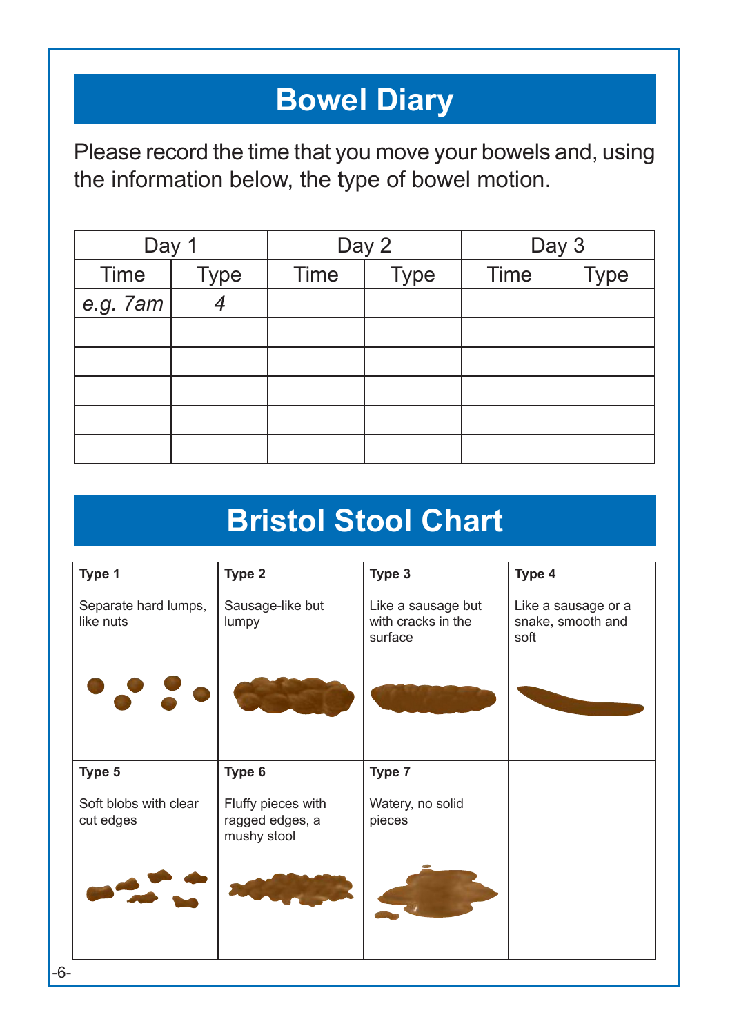# Bowel Diary

Please record the time that you move your bowels and, using the information below, the type of bowel motion.

| Day 1 | | Day 2 | | Day 3 | |
|---|---|---|---|---|---|
| Time | Type | Time | Type | Time | Type |
| *e.g. 7am* | *4* | | | | |
| | | | | | |
| | | | | | |
| | | | | | |
| | | | | | |
| | | | | | |

# Bristol Stool Chart

| **Type 1** | **Type 2** | **Type 3** | **Type 4** |
|---|---|---|---|
| Separate hard lumps, like nuts | Sausage-like but lumpy | Like a sausage but with cracks in the surface | Like a sausage or a snake, smooth and soft |
| **Type 5** | **Type 6** | **Type 7** | |
| Soft blobs with clear cut edges | Fluffy pieces with ragged edges, a mushy stool | Watery, no solid pieces | |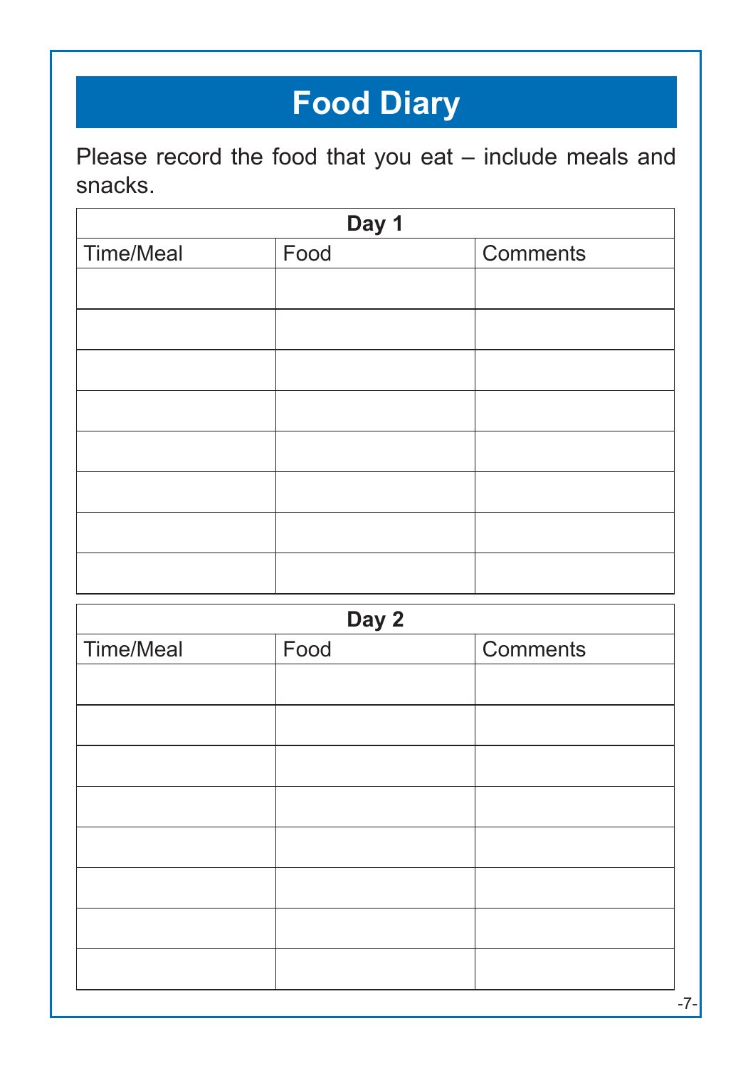# Food Diary

Please record the food that you eat – include meals and snacks.

| Day 1 | | |
|---|---|---|
| Time/Meal | Food | Comments |
| | | |
| | | |
| | | |
| | | |
| | | |
| | | |
| | | |
| | | |

| Day 2 | | |
|---|---|---|
| Time/Meal | Food | Comments |
| | | |
| | | |
| | | |
| | | |
| | | |
| | | |
| | | |
| | | |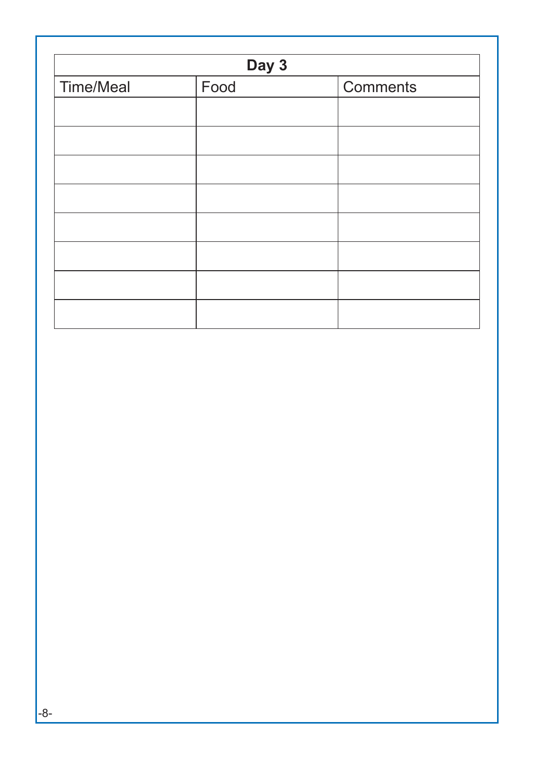| Day 3 | | |
|---|---|---|
| Time/Meal | Food | Comments |
| | | |
| | | |
| | | |
| | | |
| | | |
| | | |
| | | |
| | | |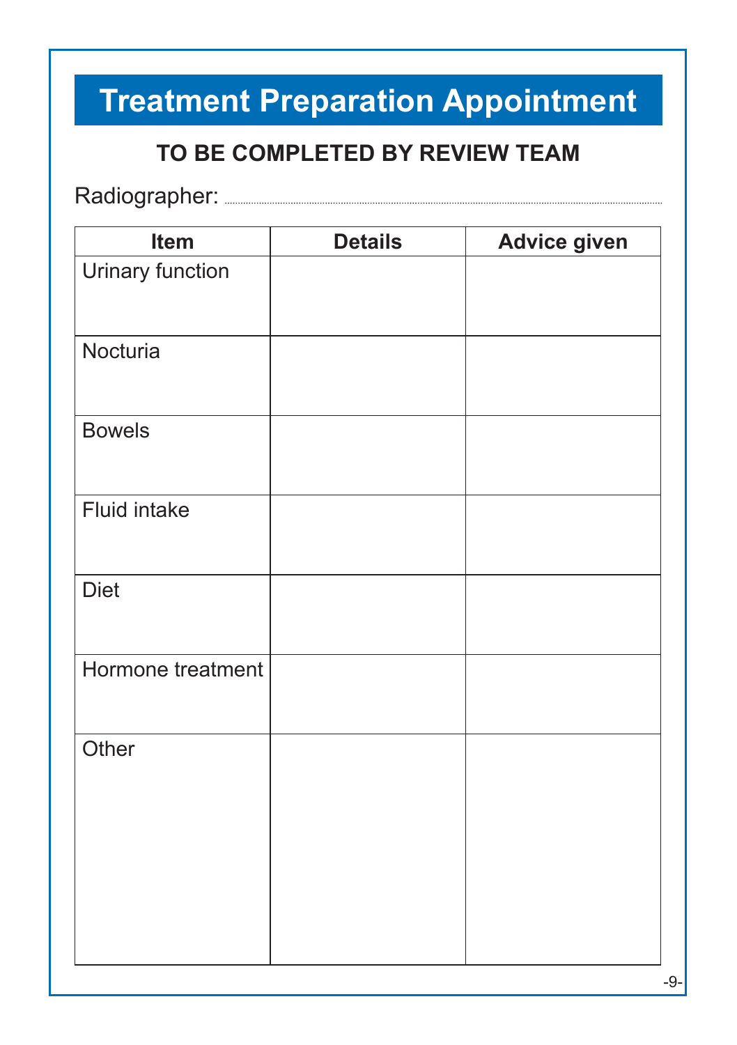# Treatment Preparation Appointment

**TO BE COMPLETED BY REVIEW TEAM**

Radiographer: ..............................................................................................................

| Item | Details | Advice given |
|---|---|---|
| Urinary function | | |
| Nocturia | | |
| Bowels | | |
| Fluid intake | | |
| Diet | | |
| Hormone treatment | | |
| Other | | |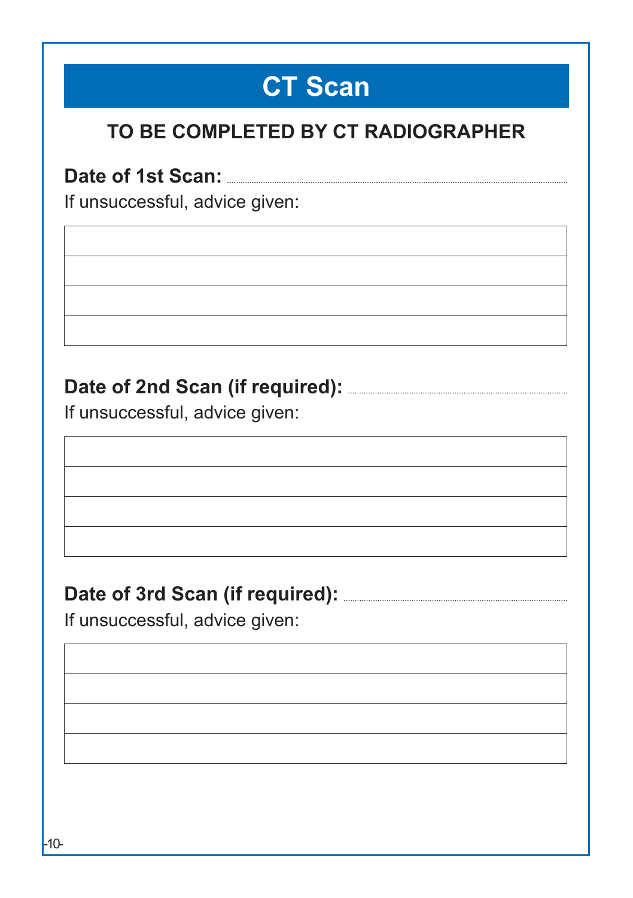# CT Scan

## TO BE COMPLETED BY CT RADIOGRAPHER

**Date of 1st Scan:** ........................................................................................

If unsuccessful, advice given:

| |
|---|
| |
| |
| |
| |

**Date of 2nd Scan (if required):** ........................................................................

If unsuccessful, advice given:

| |
|---|
| |
| |
| |
| |

**Date of 3rd Scan (if required):** ........................................................................

If unsuccessful, advice given:

| |
|---|
| |
| |
| |
| |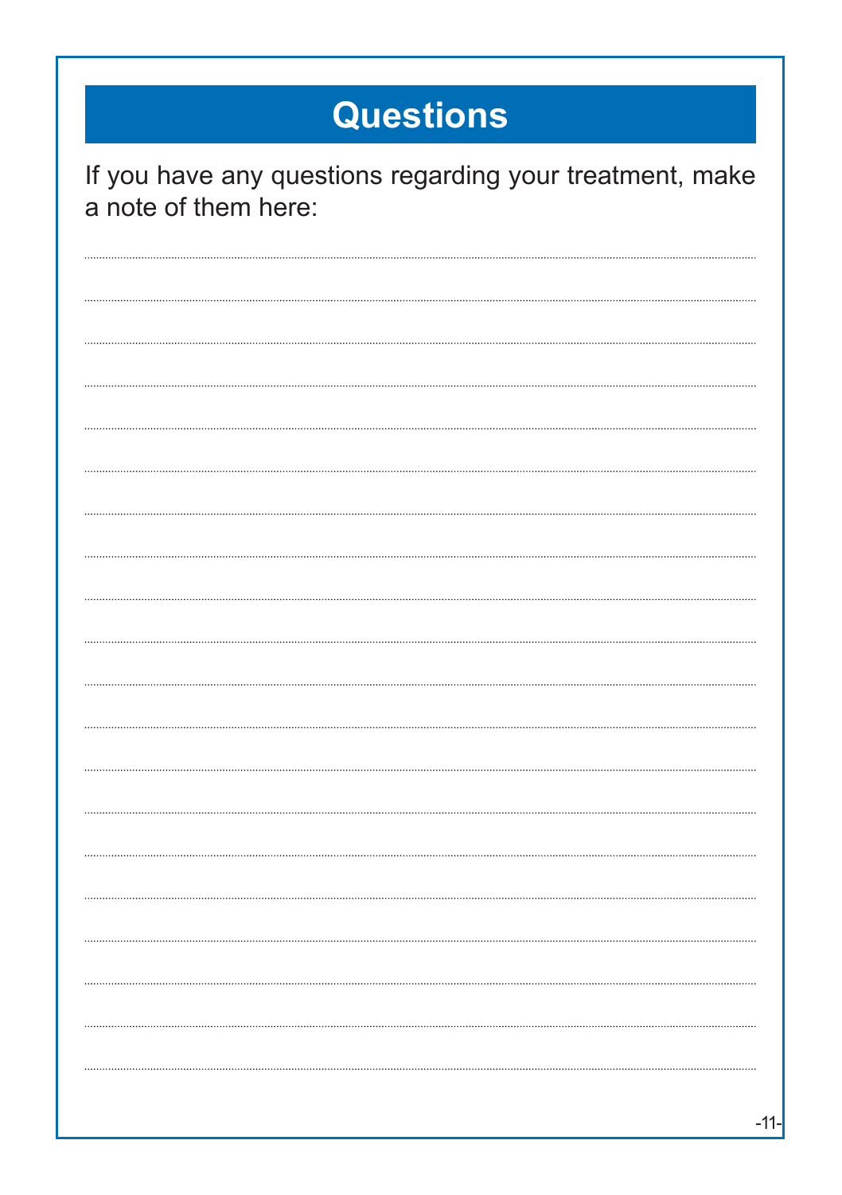# Questions

If you have any questions regarding your treatment, make a note of them here: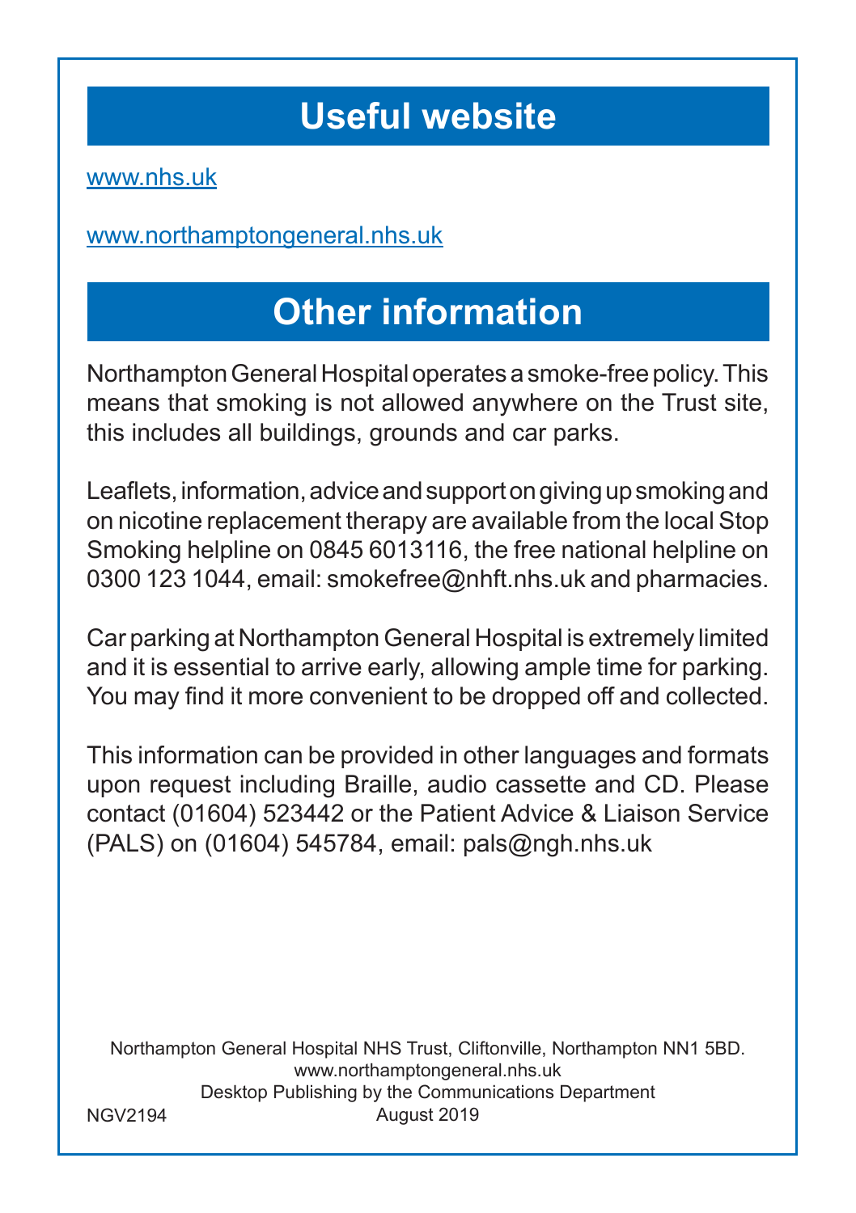## Useful website

www.nhs.uk

www.northamptongeneral.nhs.uk

## Other information

Northampton General Hospital operates a smoke-free policy. This means that smoking is not allowed anywhere on the Trust site, this includes all buildings, grounds and car parks.

Leaflets, information, advice and support on giving up smoking and on nicotine replacement therapy are available from the local Stop Smoking helpline on 0845 6013116, the free national helpline on 0300 123 1044, email: smokefree@nhft.nhs.uk and pharmacies.

Car parking at Northampton General Hospital is extremely limited and it is essential to arrive early, allowing ample time for parking. You may find it more convenient to be dropped off and collected.

This information can be provided in other languages and formats upon request including Braille, audio cassette and CD. Please contact (01604) 523442 or the Patient Advice & Liaison Service (PALS) on (01604) 545784, email: pals@ngh.nhs.uk

Northampton General Hospital NHS Trust, Cliftonville, Northampton NN1 5BD.
www.northamptongeneral.nhs.uk
Desktop Publishing by the Communications Department
August 2019

NGV2194